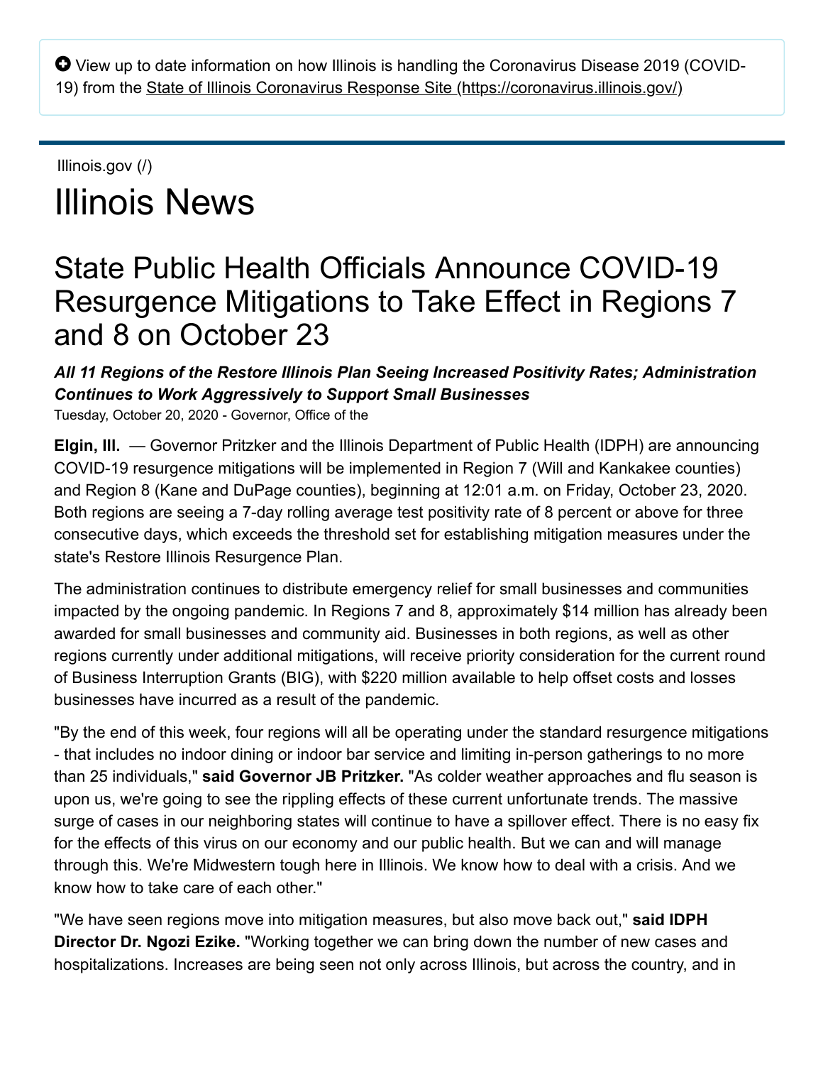➕ View up to date information on how Illinois is handling the Coronavirus Disease 2019 (COVID-19) from the [State of Illinois Coronavirus Response Site (https://coronavirus.illinois.gov/)](https://coronavirus.illinois.gov/)

Illinois.gov (/)

# Illinois News

## State Public Health Officials Announce COVID-19 Resurgence Mitigations to Take Effect in Regions 7 and 8 on October 23

***All 11 Regions of the Restore Illinois Plan Seeing Increased Positivity Rates; Administration Continues to Work Aggressively to Support Small Businesses***

Tuesday, October 20, 2020 - Governor, Office of the

**Elgin, Ill.** — Governor Pritzker and the Illinois Department of Public Health (IDPH) are announcing COVID-19 resurgence mitigations will be implemented in Region 7 (Will and Kankakee counties) and Region 8 (Kane and DuPage counties), beginning at 12:01 a.m. on Friday, October 23, 2020. Both regions are seeing a 7-day rolling average test positivity rate of 8 percent or above for three consecutive days, which exceeds the threshold set for establishing mitigation measures under the state's Restore Illinois Resurgence Plan.

The administration continues to distribute emergency relief for small businesses and communities impacted by the ongoing pandemic. In Regions 7 and 8, approximately $14 million has already been awarded for small businesses and community aid. Businesses in both regions, as well as other regions currently under additional mitigations, will receive priority consideration for the current round of Business Interruption Grants (BIG), with $220 million available to help offset costs and losses businesses have incurred as a result of the pandemic.

"By the end of this week, four regions will all be operating under the standard resurgence mitigations - that includes no indoor dining or indoor bar service and limiting in-person gatherings to no more than 25 individuals," **said Governor JB Pritzker.** "As colder weather approaches and flu season is upon us, we're going to see the rippling effects of these current unfortunate trends. The massive surge of cases in our neighboring states will continue to have a spillover effect. There is no easy fix for the effects of this virus on our economy and our public health. But we can and will manage through this. We're Midwestern tough here in Illinois. We know how to deal with a crisis. And we know how to take care of each other."

"We have seen regions move into mitigation measures, but also move back out," **said IDPH Director Dr. Ngozi Ezike.** "Working together we can bring down the number of new cases and hospitalizations. Increases are being seen not only across Illinois, but across the country, and in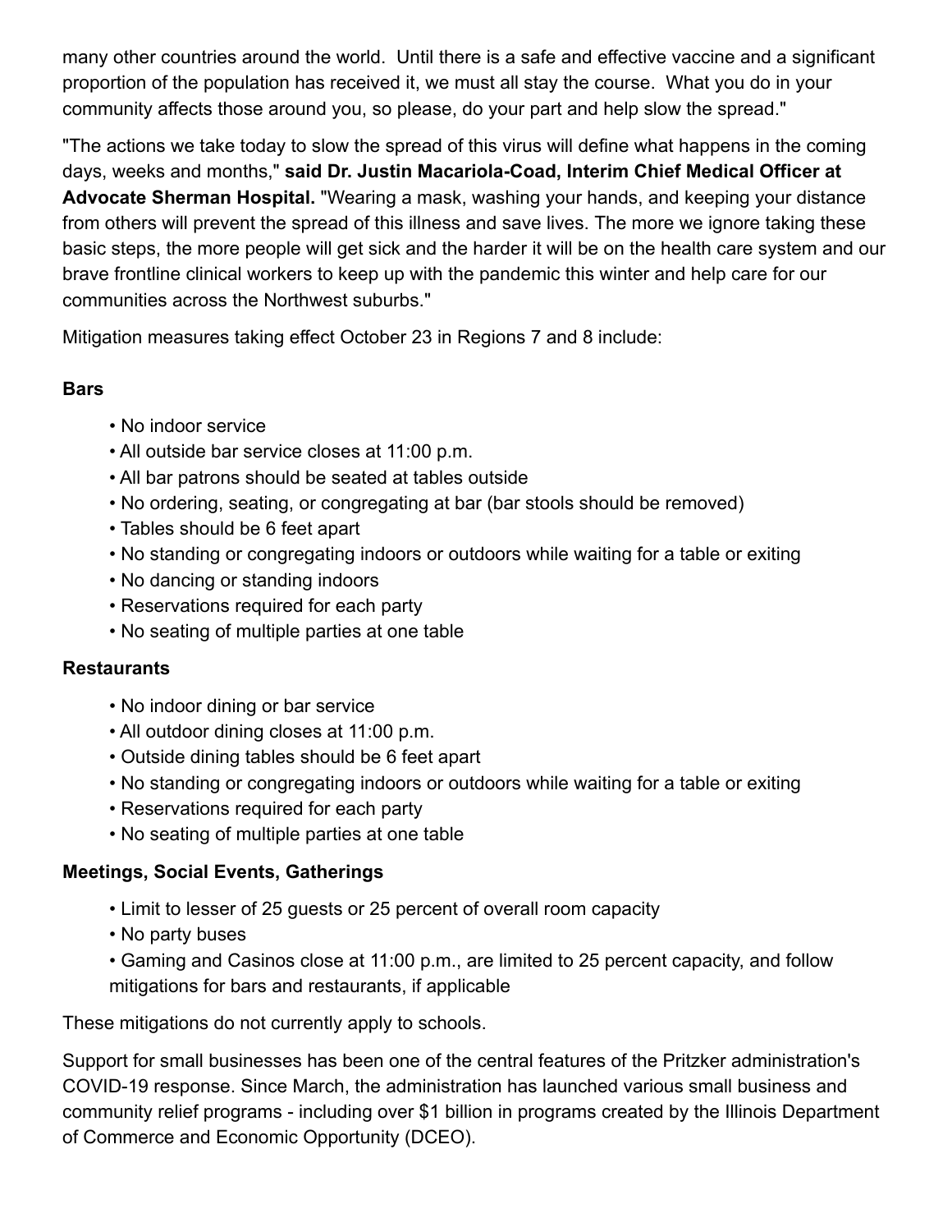many other countries around the world. Until there is a safe and effective vaccine and a significant proportion of the population has received it, we must all stay the course. What you do in your community affects those around you, so please, do your part and help slow the spread."

"The actions we take today to slow the spread of this virus will define what happens in the coming days, weeks and months," **said Dr. Justin Macariola-Coad, Interim Chief Medical Officer at Advocate Sherman Hospital.** "Wearing a mask, washing your hands, and keeping your distance from others will prevent the spread of this illness and save lives. The more we ignore taking these basic steps, the more people will get sick and the harder it will be on the health care system and our brave frontline clinical workers to keep up with the pandemic this winter and help care for our communities across the Northwest suburbs."

Mitigation measures taking effect October 23 in Regions 7 and 8 include:

**Bars**

- No indoor service
- All outside bar service closes at 11:00 p.m.
- All bar patrons should be seated at tables outside
- No ordering, seating, or congregating at bar (bar stools should be removed)
- Tables should be 6 feet apart
- No standing or congregating indoors or outdoors while waiting for a table or exiting
- No dancing or standing indoors
- Reservations required for each party
- No seating of multiple parties at one table

**Restaurants**

- No indoor dining or bar service
- All outdoor dining closes at 11:00 p.m.
- Outside dining tables should be 6 feet apart
- No standing or congregating indoors or outdoors while waiting for a table or exiting
- Reservations required for each party
- No seating of multiple parties at one table

**Meetings, Social Events, Gatherings**

- Limit to lesser of 25 guests or 25 percent of overall room capacity
- No party buses
- Gaming and Casinos close at 11:00 p.m., are limited to 25 percent capacity, and follow mitigations for bars and restaurants, if applicable

These mitigations do not currently apply to schools.

Support for small businesses has been one of the central features of the Pritzker administration's COVID-19 response. Since March, the administration has launched various small business and community relief programs - including over $1 billion in programs created by the Illinois Department of Commerce and Economic Opportunity (DCEO).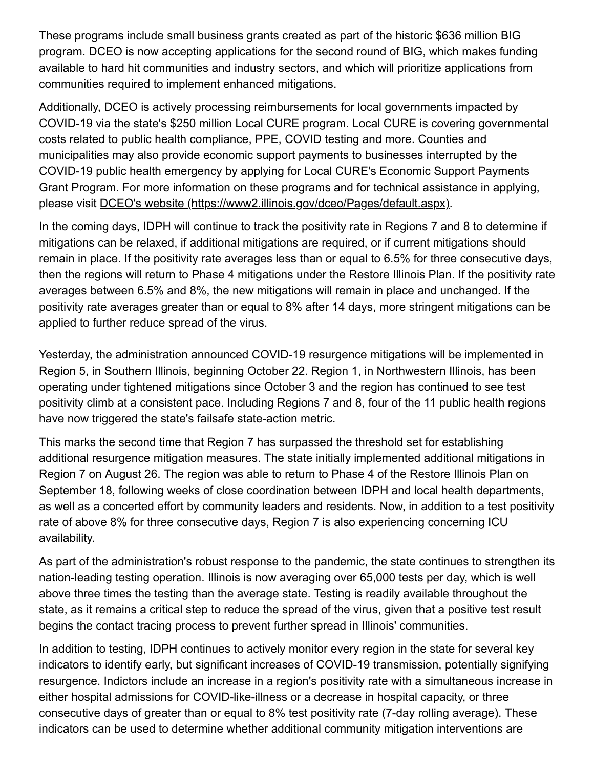These programs include small business grants created as part of the historic $636 million BIG program. DCEO is now accepting applications for the second round of BIG, which makes funding available to hard hit communities and industry sectors, and which will prioritize applications from communities required to implement enhanced mitigations.

Additionally, DCEO is actively processing reimbursements for local governments impacted by COVID-19 via the state's $250 million Local CURE program. Local CURE is covering governmental costs related to public health compliance, PPE, COVID testing and more. Counties and municipalities may also provide economic support payments to businesses interrupted by the COVID-19 public health emergency by applying for Local CURE's Economic Support Payments Grant Program. For more information on these programs and for technical assistance in applying, please visit [DCEO's website (https://www2.illinois.gov/dceo/Pages/default.aspx)](https://www2.illinois.gov/dceo/Pages/default.aspx).

In the coming days, IDPH will continue to track the positivity rate in Regions 7 and 8 to determine if mitigations can be relaxed, if additional mitigations are required, or if current mitigations should remain in place. If the positivity rate averages less than or equal to 6.5% for three consecutive days, then the regions will return to Phase 4 mitigations under the Restore Illinois Plan. If the positivity rate averages between 6.5% and 8%, the new mitigations will remain in place and unchanged. If the positivity rate averages greater than or equal to 8% after 14 days, more stringent mitigations can be applied to further reduce spread of the virus.

Yesterday, the administration announced COVID-19 resurgence mitigations will be implemented in Region 5, in Southern Illinois, beginning October 22. Region 1, in Northwestern Illinois, has been operating under tightened mitigations since October 3 and the region has continued to see test positivity climb at a consistent pace. Including Regions 7 and 8, four of the 11 public health regions have now triggered the state's failsafe state-action metric.

This marks the second time that Region 7 has surpassed the threshold set for establishing additional resurgence mitigation measures. The state initially implemented additional mitigations in Region 7 on August 26. The region was able to return to Phase 4 of the Restore Illinois Plan on September 18, following weeks of close coordination between IDPH and local health departments, as well as a concerted effort by community leaders and residents. Now, in addition to a test positivity rate of above 8% for three consecutive days, Region 7 is also experiencing concerning ICU availability.

As part of the administration's robust response to the pandemic, the state continues to strengthen its nation-leading testing operation. Illinois is now averaging over 65,000 tests per day, which is well above three times the testing than the average state. Testing is readily available throughout the state, as it remains a critical step to reduce the spread of the virus, given that a positive test result begins the contact tracing process to prevent further spread in Illinois' communities.

In addition to testing, IDPH continues to actively monitor every region in the state for several key indicators to identify early, but significant increases of COVID-19 transmission, potentially signifying resurgence. Indictors include an increase in a region's positivity rate with a simultaneous increase in either hospital admissions for COVID-like-illness or a decrease in hospital capacity, or three consecutive days of greater than or equal to 8% test positivity rate (7-day rolling average). These indicators can be used to determine whether additional community mitigation interventions are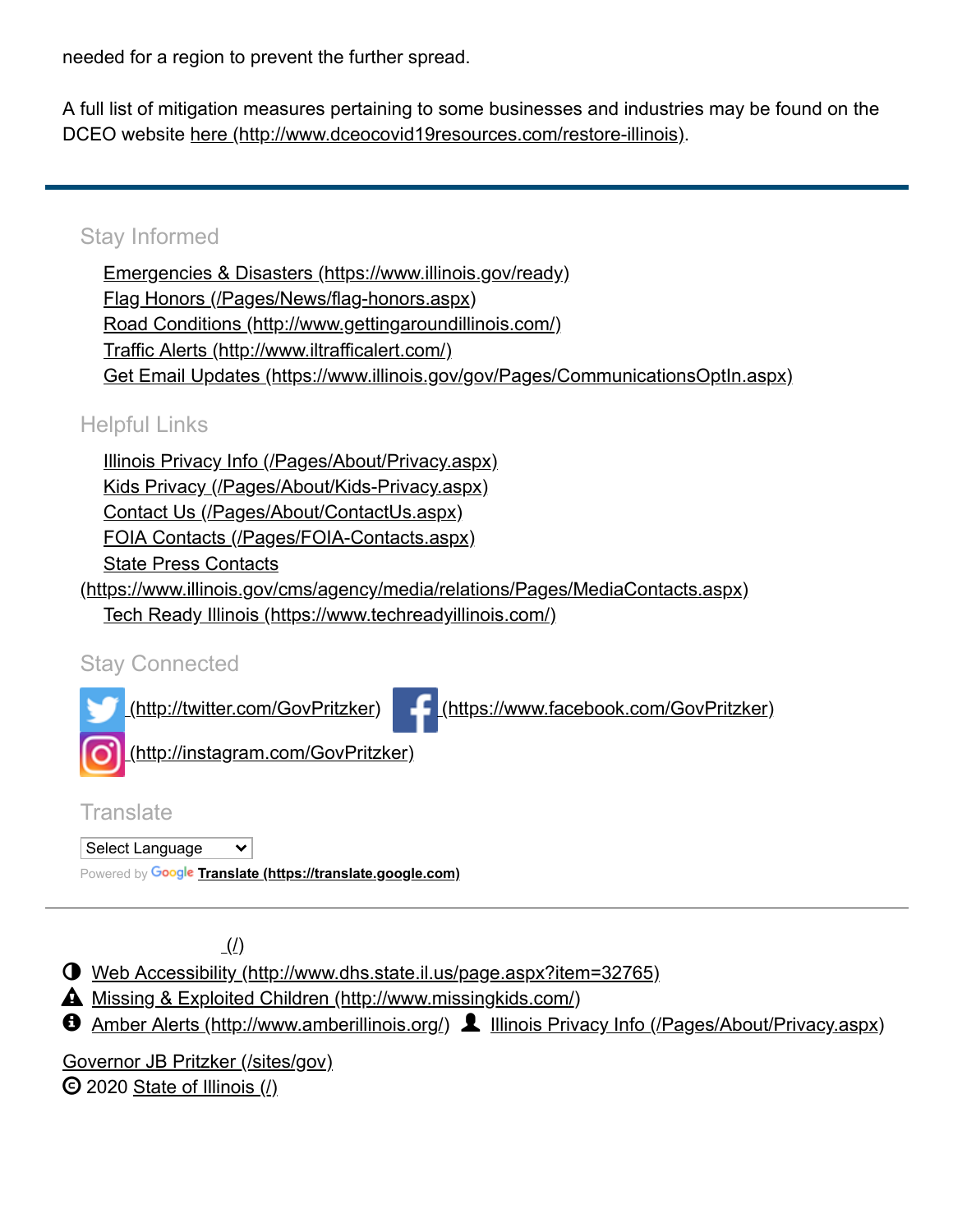needed for a region to prevent the further spread.

A full list of mitigation measures pertaining to some businesses and industries may be found on the DCEO website here (http://www.dceocovid19resources.com/restore-illinois).

---

### Stay Informed

- Emergencies & Disasters (https://www.illinois.gov/ready)
- Flag Honors (/Pages/News/flag-honors.aspx)
- Road Conditions (http://www.gettingaroundillinois.com/)
- Traffic Alerts (http://www.iltrafficalert.com/)
- Get Email Updates (https://www.illinois.gov/gov/Pages/CommunicationsOptIn.aspx)

### Helpful Links

- Illinois Privacy Info (/Pages/About/Privacy.aspx)
- Kids Privacy (/Pages/About/Kids-Privacy.aspx)
- Contact Us (/Pages/About/ContactUs.aspx)
- FOIA Contacts (/Pages/FOIA-Contacts.aspx)
- State Press Contacts (https://www.illinois.gov/cms/agency/media/relations/Pages/MediaContacts.aspx)
- Tech Ready Illinois (https://www.techreadyillinois.com/)

### Stay Connected

(http://twitter.com/GovPritzker) (https://www.facebook.com/GovPritzker)
(http://instagram.com/GovPritzker)

### Translate

Select Language

Powered by Google Translate (https://translate.google.com)

---

(/)

Web Accessibility (http://www.dhs.state.il.us/page.aspx?item=32765)
Missing & Exploited Children (http://www.missingkids.com/)
Amber Alerts (http://www.amberillinois.org/) Illinois Privacy Info (/Pages/About/Privacy.aspx)

Governor JB Pritzker (/sites/gov)
© 2020 State of Illinois (/)